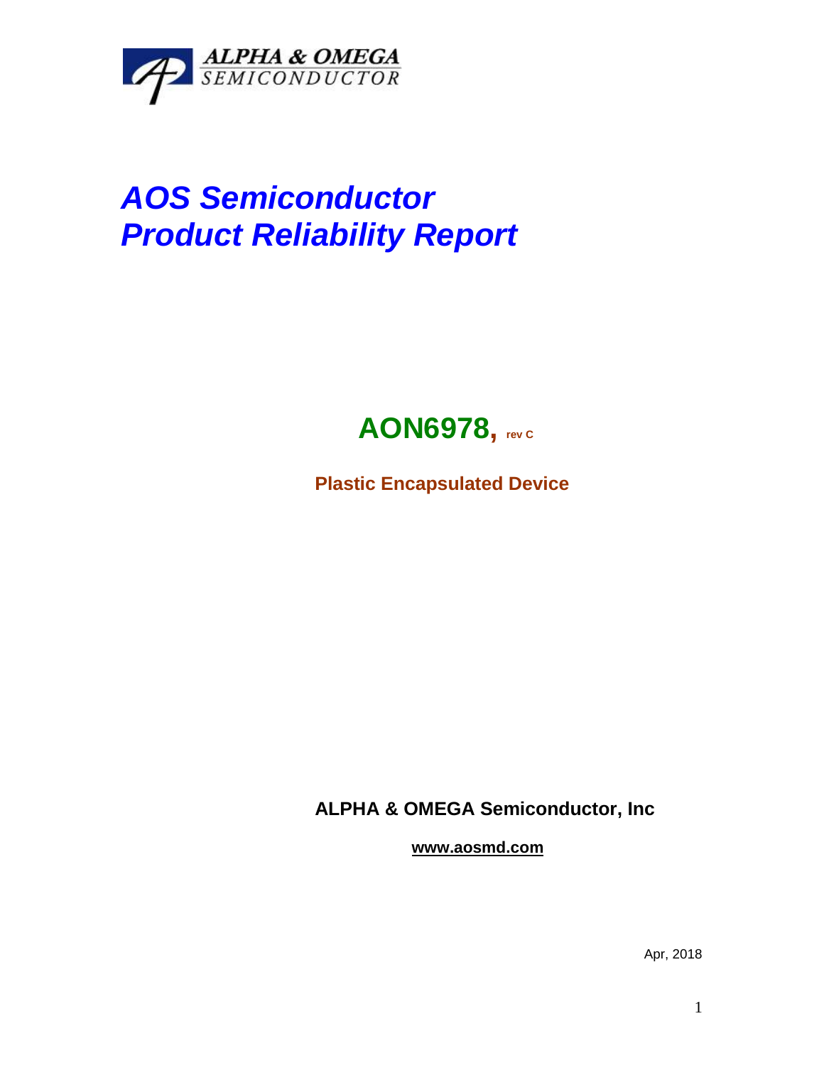ALPHA & OMEGA
SEMICONDUCTOR

# *AOS Semiconductor*
# *Product Reliability Report*

## AON6978, rev C

**Plastic Encapsulated Device**

**ALPHA & OMEGA Semiconductor, Inc**

**www.aosmd.com**

Apr, 2018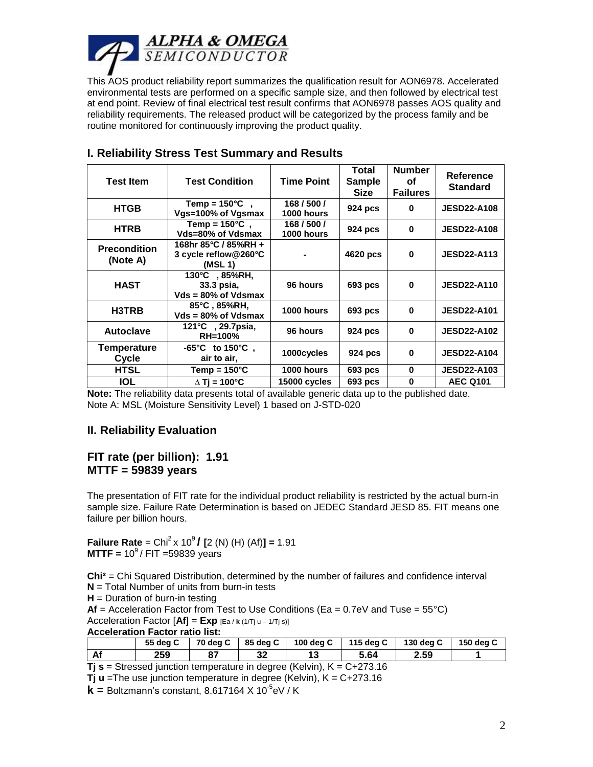ALPHA & OMEGA SEMICONDUCTOR

This AOS product reliability report summarizes the qualification result for AON6978. Accelerated environmental tests are performed on a specific sample size, and then followed by electrical test at end point. Review of final electrical test result confirms that AON6978 passes AOS quality and reliability requirements. The released product will be categorized by the process family and be routine monitored for continuously improving the product quality.

## I. Reliability Stress Test Summary and Results

| Test Item | Test Condition | Time Point | Total Sample Size | Number of Failures | Reference Standard |
|---|---|---|---|---|---|
| **HTGB** | **Temp = 150°C , Vgs=100% of Vgsmax** | **168 / 500 / 1000 hours** | **924 pcs** | **0** | **JESD22-A108** |
| **HTRB** | **Temp = 150°C , Vds=80% of Vdsmax** | **168 / 500 / 1000 hours** | **924 pcs** | **0** | **JESD22-A108** |
| **Precondition (Note A)** | **168hr 85°C / 85%RH + 3 cycle reflow@260°C (MSL 1)** | **-** | **4620 pcs** | **0** | **JESD22-A113** |
| **HAST** | **130°C , 85%RH, 33.3 psia, Vds = 80% of Vdsmax** | **96 hours** | **693 pcs** | **0** | **JESD22-A110** |
| **H3TRB** | **85°C , 85%RH, Vds = 80% of Vdsmax** | **1000 hours** | **693 pcs** | **0** | **JESD22-A101** |
| **Autoclave** | **121°C , 29.7psia, RH=100%** | **96 hours** | **924 pcs** | **0** | **JESD22-A102** |
| **Temperature Cycle** | **-65°C to 150°C , air to air,** | **1000cycles** | **924 pcs** | **0** | **JESD22-A104** |
| **HTSL** | **Temp = 150°C** | **1000 hours** | **693 pcs** | **0** | **JESD22-A103** |
| **IOL** | **$\Delta$ Tj = 100°C** | **15000 cycles** | **693 pcs** | **0** | **AEC Q101** |

**Note:** The reliability data presents total of available generic data up to the published date.
Note A: MSL (Moisture Sensitivity Level) 1 based on J-STD-020

## II. Reliability Evaluation

### FIT rate (per billion): 1.91
### MTTF = 59839 years

The presentation of FIT rate for the individual product reliability is restricted by the actual burn-in sample size. Failure Rate Determination is based on JEDEC Standard JESD 85. FIT means one failure per billion hours.

**Failure Rate** = $\text{Chi}^2 \times 10^9$ **/ [**2 (N) (H) (Af)**] =** 1.91
**MTTF =** $10^9$ / FIT =59839 years

**Chi²** = Chi Squared Distribution, determined by the number of failures and confidence interval
**N** = Total Number of units from burn-in tests
**H** = Duration of burn-in testing
**Af** = Acceleration Factor from Test to Use Conditions (Ea = 0.7eV and Tuse = 55°C)
Acceleration Factor [**Af**] = **Exp** $[Ea / \mathbf{k} (1/T_{j\,u} - 1/T_{j\,s})]$
**Acceleration Factor ratio list:**

| | 55 deg C | 70 deg C | 85 deg C | 100 deg C | 115 deg C | 130 deg C | 150 deg C |
|---|---|---|---|---|---|---|---|
| **Af** | **259** | **87** | **32** | **13** | **5.64** | **2.59** | **1** |

**Tj s** = Stressed junction temperature in degree (Kelvin), K = C+273.16
**Tj u** =The use junction temperature in degree (Kelvin), K = C+273.16
**k** = Boltzmann's constant, 8.617164 X $10^{-5}$eV / K